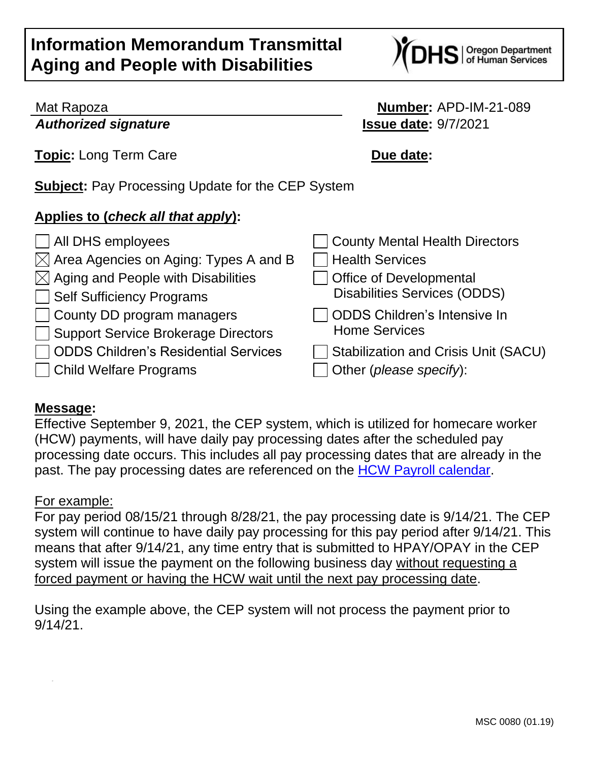# Information Memorandum Transmittal
# Aging and People with Disabilities

Mat Rapoza
***Authorized signature***

**Number:** APD-IM-21-089
**Issue date:** 9/7/2021

**Topic:** Long Term Care

**Due date:**

**Subject:** Pay Processing Update for the CEP System

**Applies to (*check all that apply*):**

- [ ] All DHS employees
- [x] Area Agencies on Aging: Types A and B
- [x] Aging and People with Disabilities
- [ ] Self Sufficiency Programs
- [ ] County DD program managers
- [ ] Support Service Brokerage Directors
- [ ] ODDS Children's Residential Services
- [ ] Child Welfare Programs
- [ ] County Mental Health Directors
- [ ] Health Services
- [ ] Office of Developmental Disabilities Services (ODDS)
- [ ] ODDS Children's Intensive In Home Services
- [ ] Stabilization and Crisis Unit (SACU)
- [ ] Other (*please specify*):

**Message:**

Effective September 9, 2021, the CEP system, which is utilized for homecare worker (HCW) payments, will have daily pay processing dates after the scheduled pay processing date occurs. This includes all pay processing dates that are already in the past. The pay processing dates are referenced on the HCW Payroll calendar.

For example:

For pay period 08/15/21 through 8/28/21, the pay processing date is 9/14/21. The CEP system will continue to have daily pay processing for this pay period after 9/14/21. This means that after 9/14/21, any time entry that is submitted to HPAY/OPAY in the CEP system will issue the payment on the following business day without requesting a forced payment or having the HCW wait until the next pay processing date.

Using the example above, the CEP system will not process the payment prior to 9/14/21.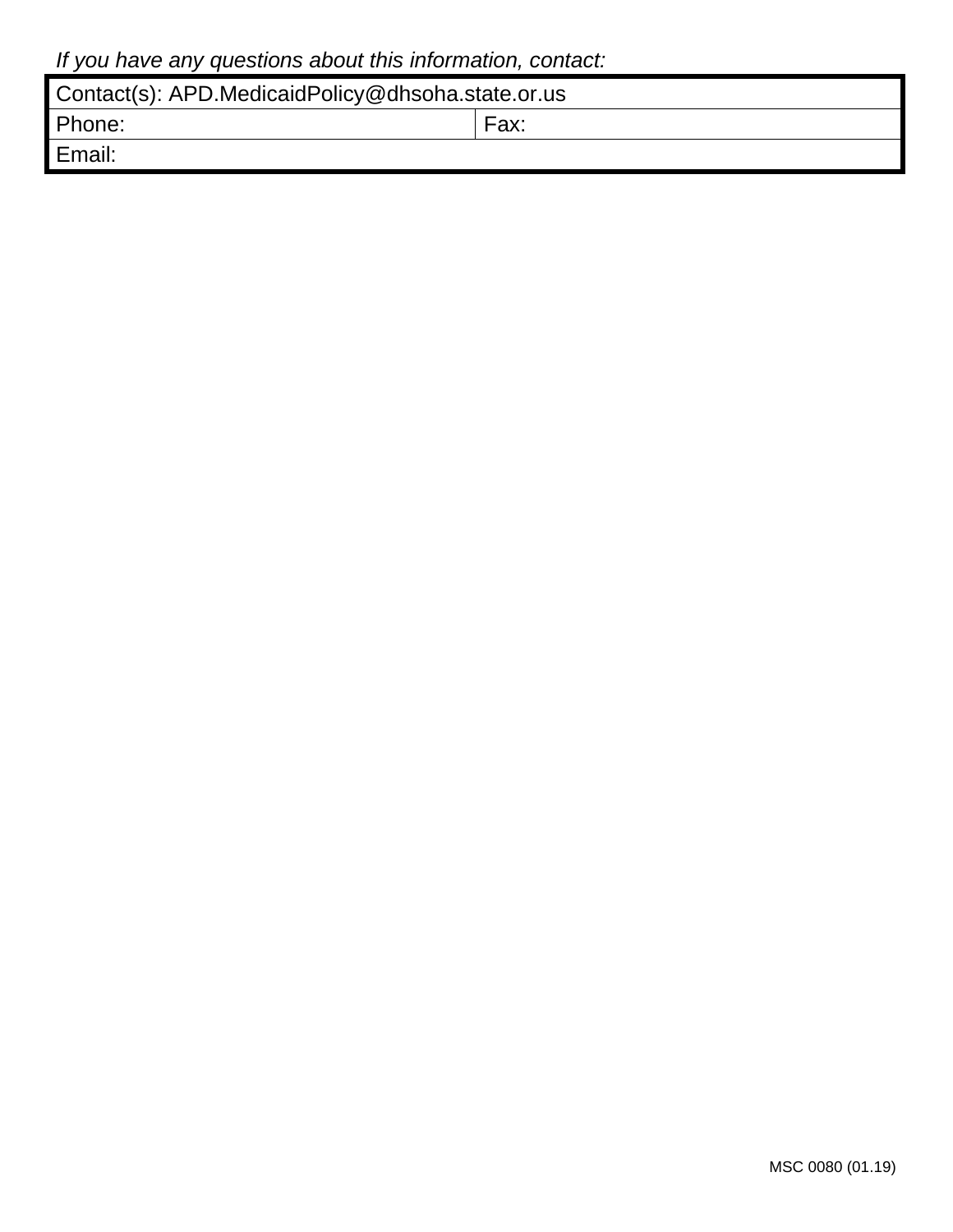*If you have any questions about this information, contact:*

| | |
|---|---|
| Contact(s): APD.MedicaidPolicy@dhsoha.state.or.us | |
| Phone: | Fax: |
| Email: | |

MSC 0080 (01.19)